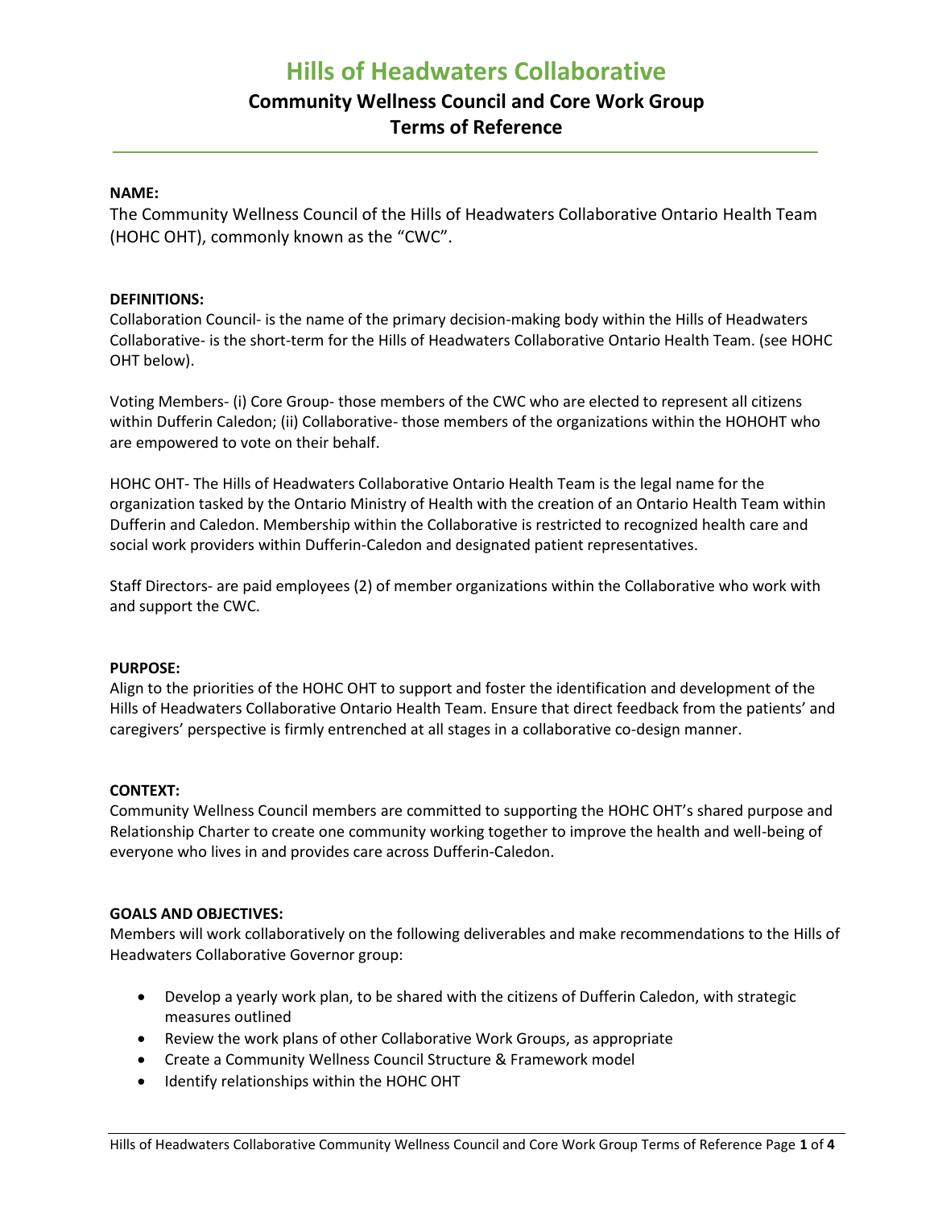# Hills of Headwaters Collaborative

## Community Wellness Council and Core Work Group Terms of Reference

**NAME:**

The Community Wellness Council of the Hills of Headwaters Collaborative Ontario Health Team (HOHC OHT), commonly known as the "CWC".

**DEFINITIONS:**

Collaboration Council- is the name of the primary decision-making body within the Hills of Headwaters Collaborative- is the short-term for the Hills of Headwaters Collaborative Ontario Health Team. (see HOHC OHT below).

Voting Members- (i) Core Group- those members of the CWC who are elected to represent all citizens within Dufferin Caledon; (ii) Collaborative- those members of the organizations within the HOHOHT who are empowered to vote on their behalf.

HOHC OHT- The Hills of Headwaters Collaborative Ontario Health Team is the legal name for the organization tasked by the Ontario Ministry of Health with the creation of an Ontario Health Team within Dufferin and Caledon. Membership within the Collaborative is restricted to recognized health care and social work providers within Dufferin-Caledon and designated patient representatives.

Staff Directors- are paid employees (2) of member organizations within the Collaborative who work with and support the CWC.

**PURPOSE:**

Align to the priorities of the HOHC OHT to support and foster the identification and development of the Hills of Headwaters Collaborative Ontario Health Team. Ensure that direct feedback from the patients' and caregivers' perspective is firmly entrenched at all stages in a collaborative co-design manner.

**CONTEXT:**

Community Wellness Council members are committed to supporting the HOHC OHT's shared purpose and Relationship Charter to create one community working together to improve the health and well-being of everyone who lives in and provides care across Dufferin-Caledon.

**GOALS AND OBJECTIVES:**

Members will work collaboratively on the following deliverables and make recommendations to the Hills of Headwaters Collaborative Governor group:

- Develop a yearly work plan, to be shared with the citizens of Dufferin Caledon, with strategic measures outlined
- Review the work plans of other Collaborative Work Groups, as appropriate
- Create a Community Wellness Council Structure & Framework model
- Identify relationships within the HOHC OHT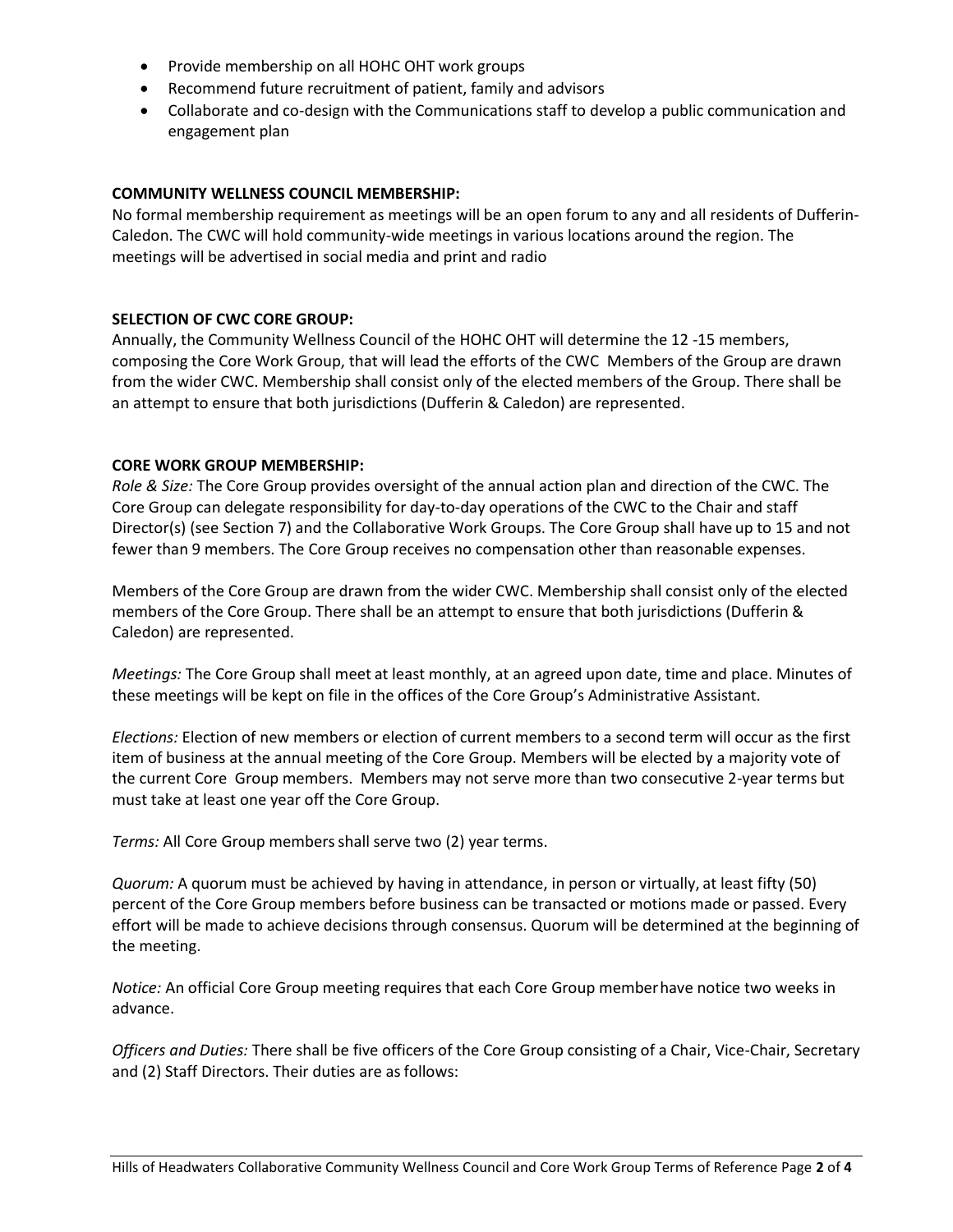- Provide membership on all HOHC OHT work groups
- Recommend future recruitment of patient, family and advisors
- Collaborate and co-design with the Communications staff to develop a public communication and engagement plan

**COMMUNITY WELLNESS COUNCIL MEMBERSHIP:**

No formal membership requirement as meetings will be an open forum to any and all residents of Dufferin-Caledon. The CWC will hold community-wide meetings in various locations around the region. The meetings will be advertised in social media and print and radio

**SELECTION OF CWC CORE GROUP:**

Annually, the Community Wellness Council of the HOHC OHT will determine the 12 -15 members, composing the Core Work Group, that will lead the efforts of the CWC Members of the Group are drawn from the wider CWC. Membership shall consist only of the elected members of the Group. There shall be an attempt to ensure that both jurisdictions (Dufferin & Caledon) are represented.

**CORE WORK GROUP MEMBERSHIP:**

*Role & Size:* The Core Group provides oversight of the annual action plan and direction of the CWC. The Core Group can delegate responsibility for day-to-day operations of the CWC to the Chair and staff Director(s) (see Section 7) and the Collaborative Work Groups. The Core Group shall have up to 15 and not fewer than 9 members. The Core Group receives no compensation other than reasonable expenses.

Members of the Core Group are drawn from the wider CWC. Membership shall consist only of the elected members of the Core Group. There shall be an attempt to ensure that both jurisdictions (Dufferin & Caledon) are represented.

*Meetings:* The Core Group shall meet at least monthly, at an agreed upon date, time and place. Minutes of these meetings will be kept on file in the offices of the Core Group's Administrative Assistant.

*Elections:* Election of new members or election of current members to a second term will occur as the first item of business at the annual meeting of the Core Group. Members will be elected by a majority vote of the current Core Group members. Members may not serve more than two consecutive 2-year terms but must take at least one year off the Core Group.

*Terms:* All Core Group members shall serve two (2) year terms.

*Quorum:* A quorum must be achieved by having in attendance, in person or virtually, at least fifty (50) percent of the Core Group members before business can be transacted or motions made or passed. Every effort will be made to achieve decisions through consensus. Quorum will be determined at the beginning of the meeting.

*Notice:* An official Core Group meeting requires that each Core Group member have notice two weeks in advance.

*Officers and Duties:* There shall be five officers of the Core Group consisting of a Chair, Vice-Chair, Secretary and (2) Staff Directors. Their duties are as follows: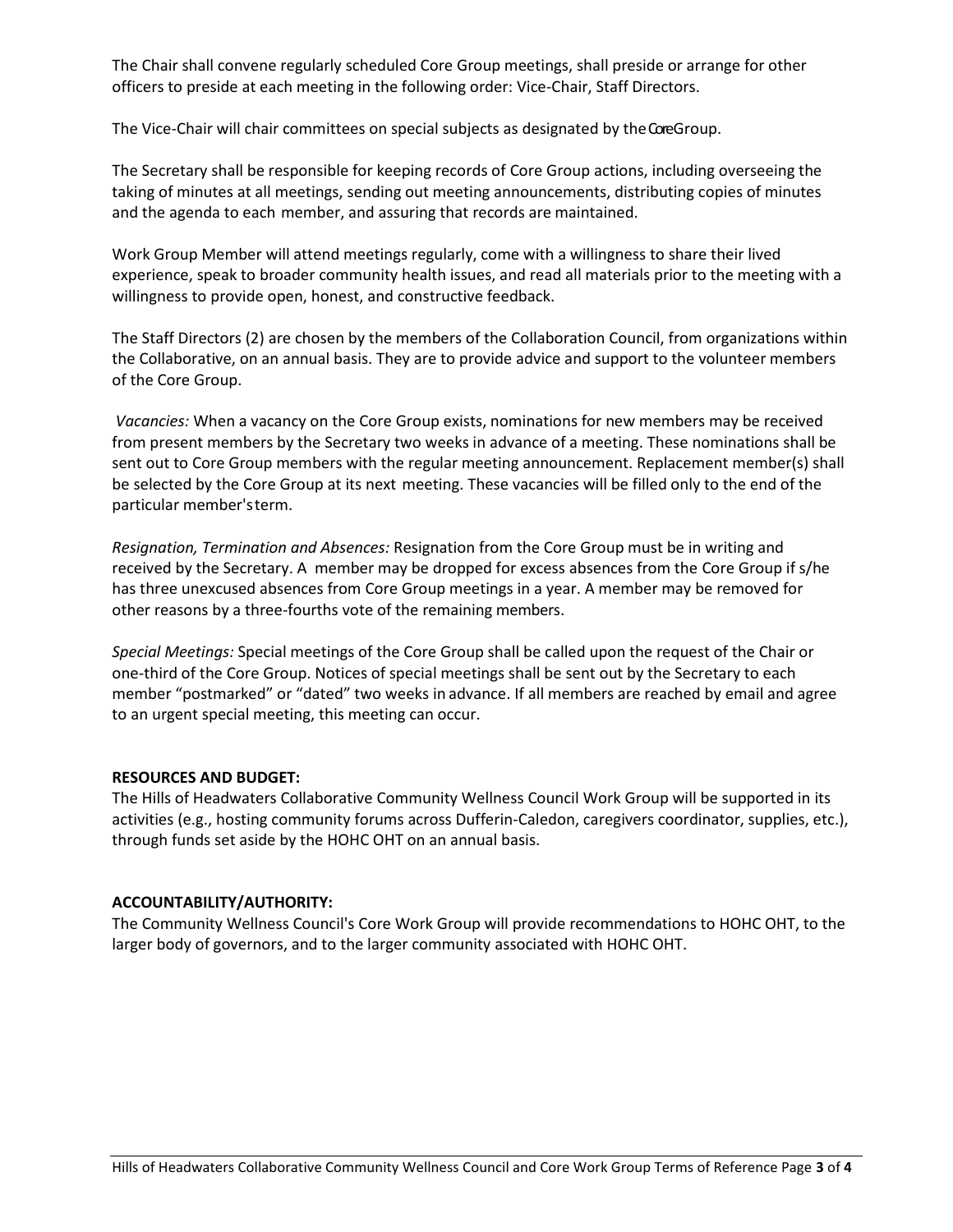The Chair shall convene regularly scheduled Core Group meetings, shall preside or arrange for other officers to preside at each meeting in the following order: Vice-Chair, Staff Directors.

The Vice-Chair will chair committees on special subjects as designated by the Core Group.

The Secretary shall be responsible for keeping records of Core Group actions, including overseeing the taking of minutes at all meetings, sending out meeting announcements, distributing copies of minutes and the agenda to each member, and assuring that records are maintained.

Work Group Member will attend meetings regularly, come with a willingness to share their lived experience, speak to broader community health issues, and read all materials prior to the meeting with a willingness to provide open, honest, and constructive feedback.

The Staff Directors (2) are chosen by the members of the Collaboration Council, from organizations within the Collaborative, on an annual basis. They are to provide advice and support to the volunteer members of the Core Group.

*Vacancies:* When a vacancy on the Core Group exists, nominations for new members may be received from present members by the Secretary two weeks in advance of a meeting. These nominations shall be sent out to Core Group members with the regular meeting announcement. Replacement member(s) shall be selected by the Core Group at its next meeting. These vacancies will be filled only to the end of the particular member's term.

*Resignation, Termination and Absences:* Resignation from the Core Group must be in writing and received by the Secretary. A member may be dropped for excess absences from the Core Group if s/he has three unexcused absences from Core Group meetings in a year. A member may be removed for other reasons by a three-fourths vote of the remaining members.

*Special Meetings:* Special meetings of the Core Group shall be called upon the request of the Chair or one-third of the Core Group. Notices of special meetings shall be sent out by the Secretary to each member "postmarked" or "dated" two weeks in advance. If all members are reached by email and agree to an urgent special meeting, this meeting can occur.

**RESOURCES AND BUDGET:**

The Hills of Headwaters Collaborative Community Wellness Council Work Group will be supported in its activities (e.g., hosting community forums across Dufferin-Caledon, caregivers coordinator, supplies, etc.), through funds set aside by the HOHC OHT on an annual basis.

**ACCOUNTABILITY/AUTHORITY:**

The Community Wellness Council's Core Work Group will provide recommendations to HOHC OHT, to the larger body of governors, and to the larger community associated with HOHC OHT.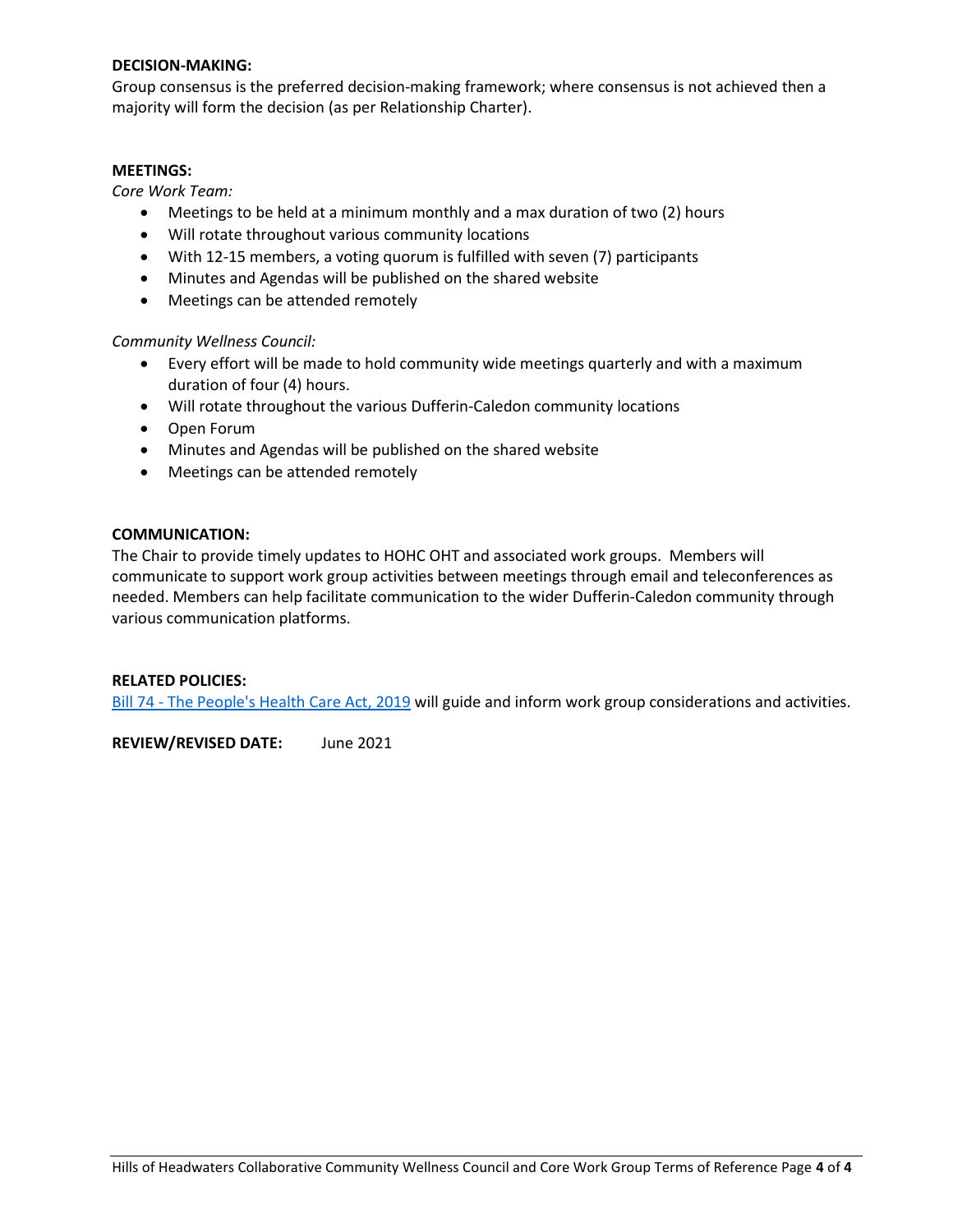**DECISION-MAKING:**
Group consensus is the preferred decision-making framework; where consensus is not achieved then a majority will form the decision (as per Relationship Charter).

**MEETINGS:**

*Core Work Team:*

- Meetings to be held at a minimum monthly and a max duration of two (2) hours
- Will rotate throughout various community locations
- With 12-15 members, a voting quorum is fulfilled with seven (7) participants
- Minutes and Agendas will be published on the shared website
- Meetings can be attended remotely

*Community Wellness Council:*

- Every effort will be made to hold community wide meetings quarterly and with a maximum duration of four (4) hours.
- Will rotate throughout the various Dufferin-Caledon community locations
- Open Forum
- Minutes and Agendas will be published on the shared website
- Meetings can be attended remotely

**COMMUNICATION:**
The Chair to provide timely updates to HOHC OHT and associated work groups. Members will communicate to support work group activities between meetings through email and teleconferences as needed. Members can help facilitate communication to the wider Dufferin-Caledon community through various communication platforms.

**RELATED POLICIES:**
Bill 74 - The People's Health Care Act, 2019 will guide and inform work group considerations and activities.

**REVIEW/REVISED DATE:** June 2021